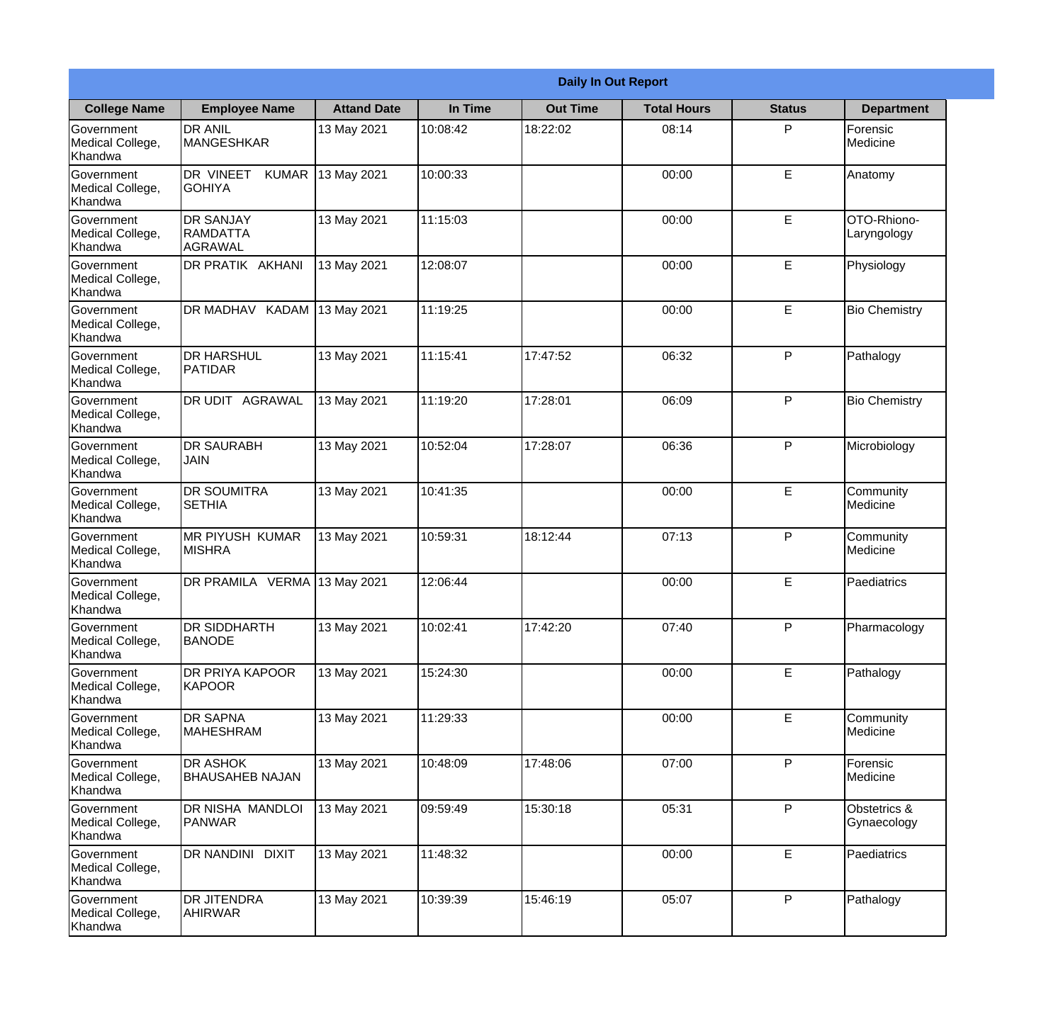**Daily In Out Report**

| College Name | Employee Name | Attand Date | In Time | Out Time | Total Hours | Status | Department |
|---|---|---|---|---|---|---|---|
| Government Medical College, Khandwa | DR ANIL MANGESHKAR | 13 May 2021 | 10:08:42 | 18:22:02 | 08:14 | P | Forensic Medicine |
| Government Medical College, Khandwa | DR VINEET KUMAR GOHIYA | 13 May 2021 | 10:00:33 | | 00:00 | E | Anatomy |
| Government Medical College, Khandwa | DR SANJAY RAMDATTA AGRAWAL | 13 May 2021 | 11:15:03 | | 00:00 | E | OTO-Rhiono-Laryngology |
| Government Medical College, Khandwa | DR PRATIK AKHANI | 13 May 2021 | 12:08:07 | | 00:00 | E | Physiology |
| Government Medical College, Khandwa | DR MADHAV KADAM | 13 May 2021 | 11:19:25 | | 00:00 | E | Bio Chemistry |
| Government Medical College, Khandwa | DR HARSHUL PATIDAR | 13 May 2021 | 11:15:41 | 17:47:52 | 06:32 | P | Pathalogy |
| Government Medical College, Khandwa | DR UDIT AGRAWAL | 13 May 2021 | 11:19:20 | 17:28:01 | 06:09 | P | Bio Chemistry |
| Government Medical College, Khandwa | DR SAURABH JAIN | 13 May 2021 | 10:52:04 | 17:28:07 | 06:36 | P | Microbiology |
| Government Medical College, Khandwa | DR SOUMITRA SETHIA | 13 May 2021 | 10:41:35 | | 00:00 | E | Community Medicine |
| Government Medical College, Khandwa | MR PIYUSH KUMAR MISHRA | 13 May 2021 | 10:59:31 | 18:12:44 | 07:13 | P | Community Medicine |
| Government Medical College, Khandwa | DR PRAMILA VERMA | 13 May 2021 | 12:06:44 | | 00:00 | E | Paediatrics |
| Government Medical College, Khandwa | DR SIDDHARTH BANODE | 13 May 2021 | 10:02:41 | 17:42:20 | 07:40 | P | Pharmacology |
| Government Medical College, Khandwa | DR PRIYA KAPOOR KAPOOR | 13 May 2021 | 15:24:30 | | 00:00 | E | Pathalogy |
| Government Medical College, Khandwa | DR SAPNA MAHESHRAM | 13 May 2021 | 11:29:33 | | 00:00 | E | Community Medicine |
| Government Medical College, Khandwa | DR ASHOK BHAUSAHEB NAJAN | 13 May 2021 | 10:48:09 | 17:48:06 | 07:00 | P | Forensic Medicine |
| Government Medical College, Khandwa | DR NISHA MANDLOI PANWAR | 13 May 2021 | 09:59:49 | 15:30:18 | 05:31 | P | Obstetrics & Gynaecology |
| Government Medical College, Khandwa | DR NANDINI DIXIT | 13 May 2021 | 11:48:32 | | 00:00 | E | Paediatrics |
| Government Medical College, Khandwa | DR JITENDRA AHIRWAR | 13 May 2021 | 10:39:39 | 15:46:19 | 05:07 | P | Pathalogy |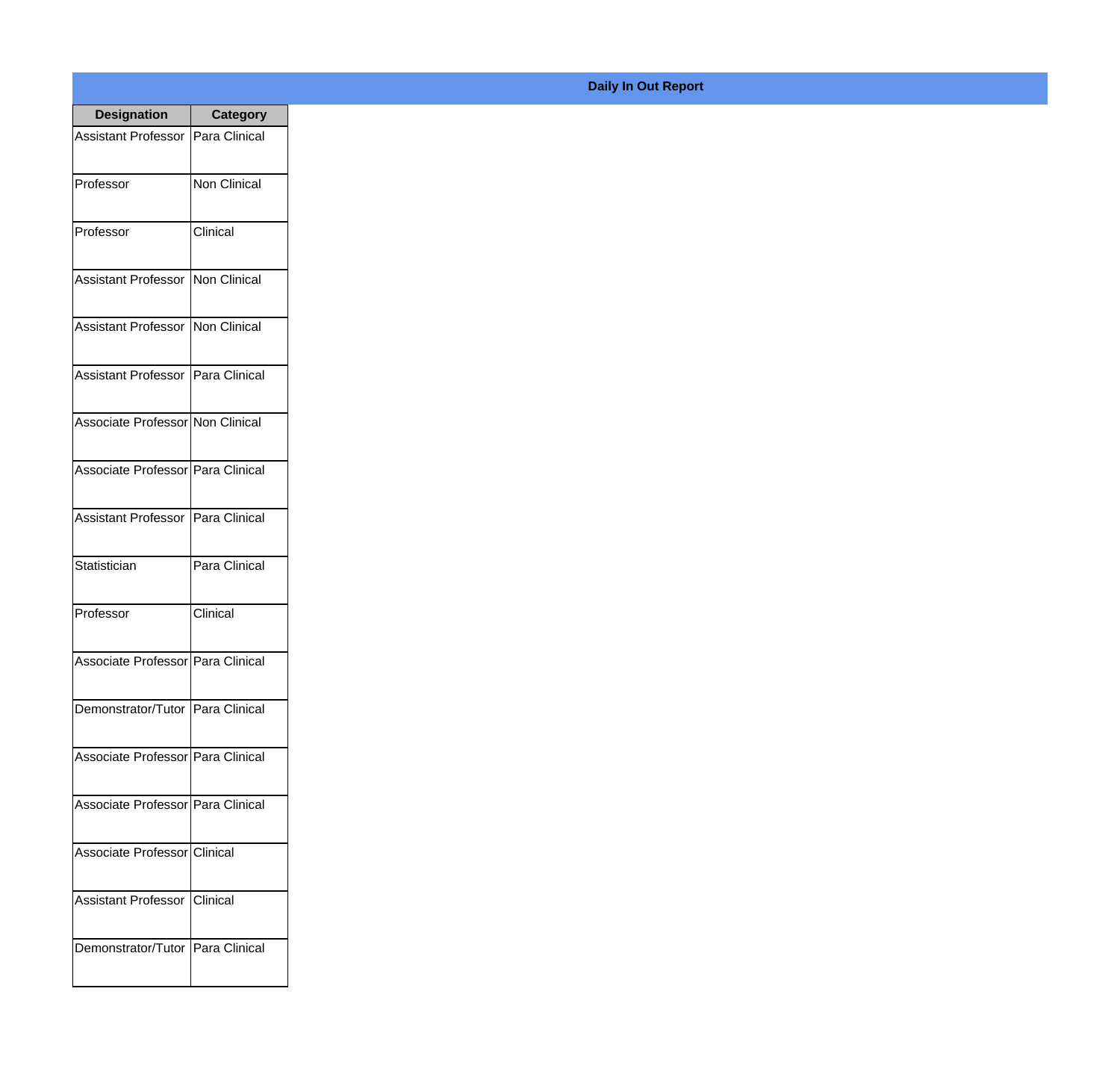**Daily In Out Report**

| Designation | Category |
|---|---|
| Assistant Professor | Para Clinical |
| Professor | Non Clinical |
| Professor | Clinical |
| Assistant Professor | Non Clinical |
| Assistant Professor | Non Clinical |
| Assistant Professor | Para Clinical |
| Associate Professor | Non Clinical |
| Associate Professor | Para Clinical |
| Assistant Professor | Para Clinical |
| Statistician | Para Clinical |
| Professor | Clinical |
| Associate Professor | Para Clinical |
| Demonstrator/Tutor | Para Clinical |
| Associate Professor | Para Clinical |
| Associate Professor | Para Clinical |
| Associate Professor | Clinical |
| Assistant Professor | Clinical |
| Demonstrator/Tutor | Para Clinical |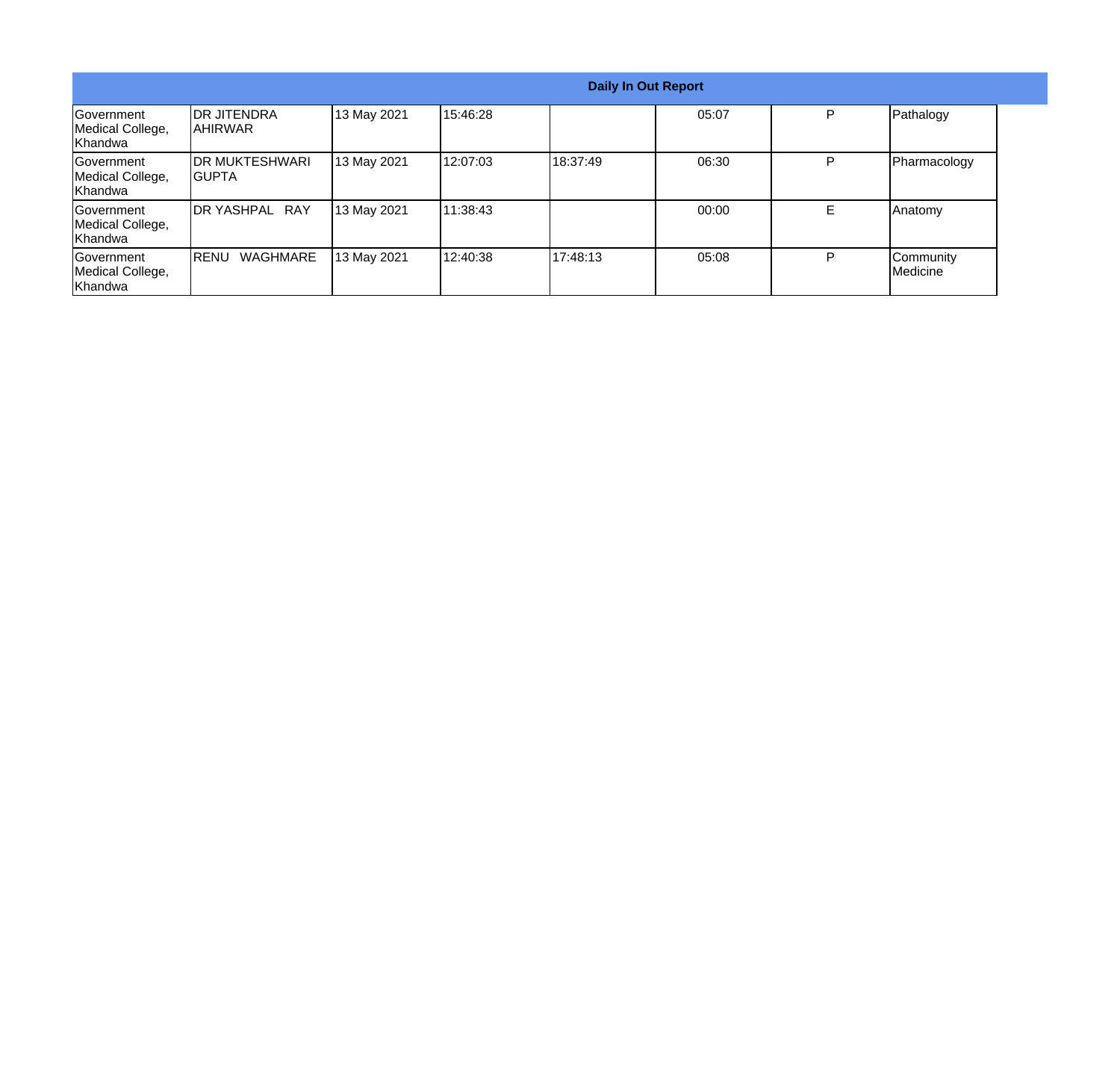| Daily In Out Report | | | | | | | |
|---|---|---|---|---|---|---|---|
| Government Medical College, Khandwa | DR JITENDRA AHIRWAR | 13 May 2021 | 15:46:28 | | 05:07 | P | Pathalogy |
| Government Medical College, Khandwa | DR MUKTESHWARI GUPTA | 13 May 2021 | 12:07:03 | 18:37:49 | 06:30 | P | Pharmacology |
| Government Medical College, Khandwa | DR YASHPAL RAY | 13 May 2021 | 11:38:43 | | 00:00 | E | Anatomy |
| Government Medical College, Khandwa | RENU WAGHMARE | 13 May 2021 | 12:40:38 | 17:48:13 | 05:08 | P | Community Medicine |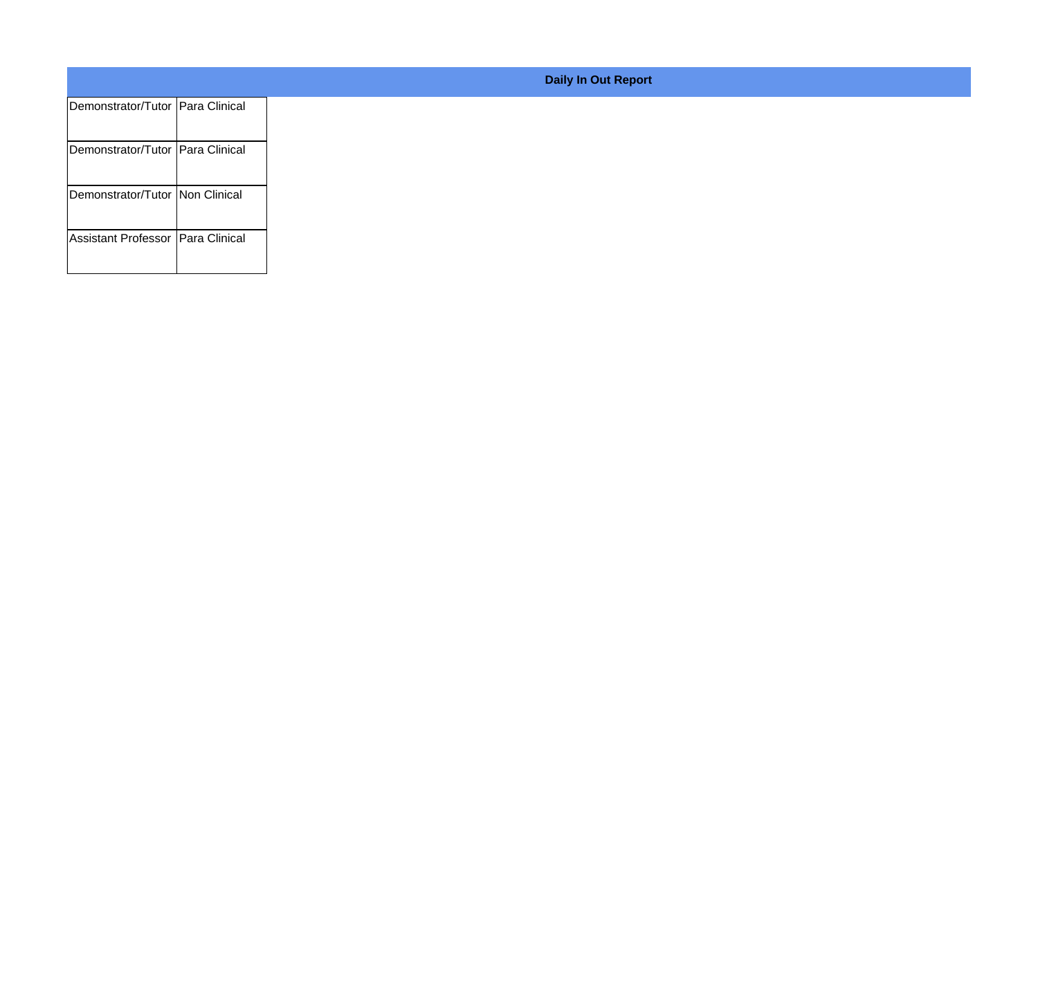**Daily In Out Report**

| | |
|---|---|
| Demonstrator/Tutor | Para Clinical |
| Demonstrator/Tutor | Para Clinical |
| Demonstrator/Tutor | Non Clinical |
| Assistant Professor | Para Clinical |